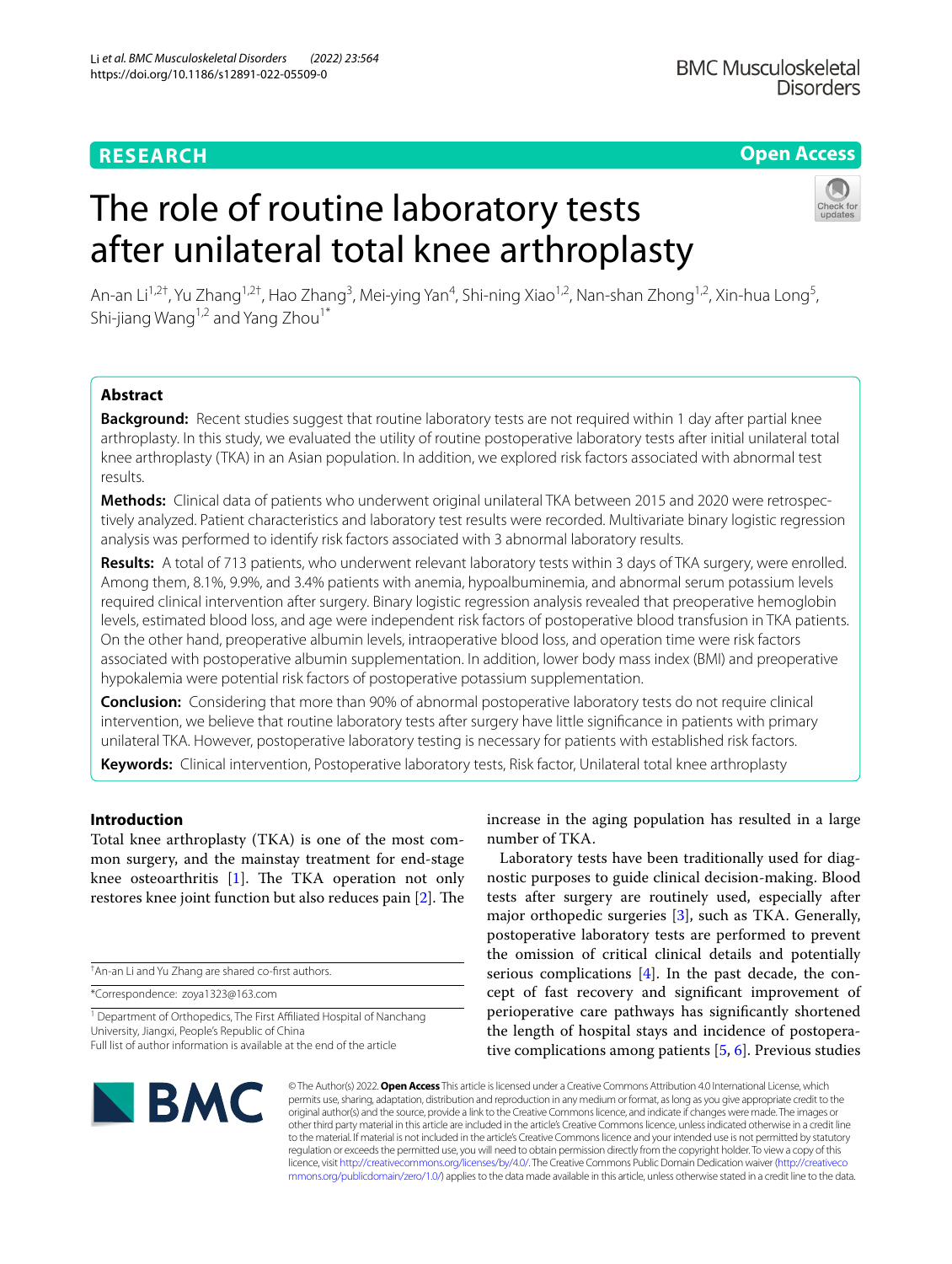RESEARCH

Open Access

# The role of routine laboratory tests after unilateral total knee arthroplasty

An-an Li[1,2†], Yu Zhang[1,2†], Hao Zhang[3], Mei-ying Yan[4], Shi-ning Xiao[1,2], Nan-shan Zhong[1,2], Xin-hua Long[5], Shi-jiang Wang[1,2] and Yang Zhou[1*]

## Abstract

**Background:** Recent studies suggest that routine laboratory tests are not required within 1 day after partial knee arthroplasty. In this study, we evaluated the utility of routine postoperative laboratory tests after initial unilateral total knee arthroplasty (TKA) in an Asian population. In addition, we explored risk factors associated with abnormal test results.

**Methods:** Clinical data of patients who underwent original unilateral TKA between 2015 and 2020 were retrospectively analyzed. Patient characteristics and laboratory test results were recorded. Multivariate binary logistic regression analysis was performed to identify risk factors associated with 3 abnormal laboratory results.

**Results:** A total of 713 patients, who underwent relevant laboratory tests within 3 days of TKA surgery, were enrolled. Among them, 8.1%, 9.9%, and 3.4% patients with anemia, hypoalbuminemia, and abnormal serum potassium levels required clinical intervention after surgery. Binary logistic regression analysis revealed that preoperative hemoglobin levels, estimated blood loss, and age were independent risk factors of postoperative blood transfusion in TKA patients. On the other hand, preoperative albumin levels, intraoperative blood loss, and operation time were risk factors associated with postoperative albumin supplementation. In addition, lower body mass index (BMI) and preoperative hypokalemia were potential risk factors of postoperative potassium supplementation.

**Conclusion:** Considering that more than 90% of abnormal postoperative laboratory tests do not require clinical intervention, we believe that routine laboratory tests after surgery have little significance in patients with primary unilateral TKA. However, postoperative laboratory testing is necessary for patients with established risk factors.

**Keywords:** Clinical intervention, Postoperative laboratory tests, Risk factor, Unilateral total knee arthroplasty

## Introduction

Total knee arthroplasty (TKA) is one of the most common surgery, and the mainstay treatment for end-stage knee osteoarthritis [1]. The TKA operation not only restores knee joint function but also reduces pain [2]. The increase in the aging population has resulted in a large number of TKA.

Laboratory tests have been traditionally used for diagnostic purposes to guide clinical decision-making. Blood tests after surgery are routinely used, especially after major orthopedic surgeries [3], such as TKA. Generally, postoperative laboratory tests are performed to prevent the omission of critical clinical details and potentially serious complications [4]. In the past decade, the concept of fast recovery and significant improvement of perioperative care pathways has significantly shortened the length of hospital stays and incidence of postoperative complications among patients [5, 6]. Previous studies

†An-an Li and Yu Zhang are shared co-first authors.

*Correspondence: zoya1323@163.com

[1] Department of Orthopedics, The First Affiliated Hospital of Nanchang University, Jiangxi, People's Republic of China

Full list of author information is available at the end of the article

© The Author(s) 2022. **Open Access** This article is licensed under a Creative Commons Attribution 4.0 International License, which permits use, sharing, adaptation, distribution and reproduction in any medium or format, as long as you give appropriate credit to the original author(s) and the source, provide a link to the Creative Commons licence, and indicate if changes were made. The images or other third party material in this article are included in the article's Creative Commons licence, unless indicated otherwise in a credit line to the material. If material is not included in the article's Creative Commons licence and your intended use is not permitted by statutory regulation or exceeds the permitted use, you will need to obtain permission directly from the copyright holder. To view a copy of this licence, visit http://creativecommons.org/licenses/by/4.0/. The Creative Commons Public Domain Dedication waiver (http://creativecommons.org/publicdomain/zero/1.0/) applies to the data made available in this article, unless otherwise stated in a credit line to the data.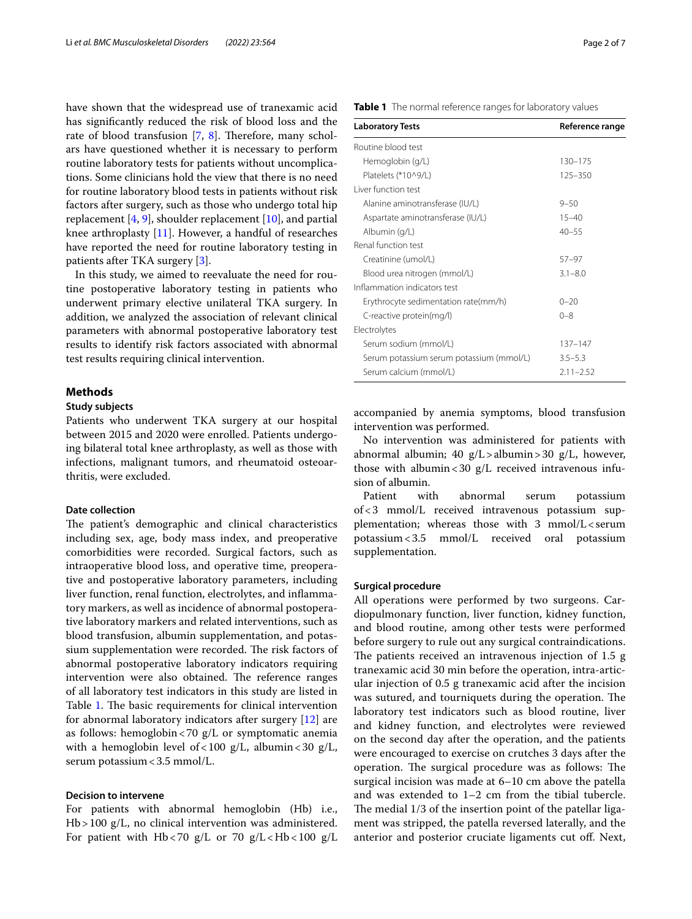have shown that the widespread use of tranexamic acid has significantly reduced the risk of blood loss and the rate of blood transfusion [7, 8]. Therefore, many scholars have questioned whether it is necessary to perform routine laboratory tests for patients without uncomplications. Some clinicians hold the view that there is no need for routine laboratory blood tests in patients without risk factors after surgery, such as those who undergo total hip replacement [4, 9], shoulder replacement [10], and partial knee arthroplasty [11]. However, a handful of researches have reported the need for routine laboratory testing in patients after TKA surgery [3].

In this study, we aimed to reevaluate the need for routine postoperative laboratory testing in patients who underwent primary elective unilateral TKA surgery. In addition, we analyzed the association of relevant clinical parameters with abnormal postoperative laboratory test results to identify risk factors associated with abnormal test results requiring clinical intervention.

## Methods

### Study subjects

Patients who underwent TKA surgery at our hospital between 2015 and 2020 were enrolled. Patients undergoing bilateral total knee arthroplasty, as well as those with infections, malignant tumors, and rheumatoid osteoarthritis, were excluded.

### Date collection

The patient's demographic and clinical characteristics including sex, age, body mass index, and preoperative comorbidities were recorded. Surgical factors, such as intraoperative blood loss, and operative time, preoperative and postoperative laboratory parameters, including liver function, renal function, electrolytes, and inflammatory markers, as well as incidence of abnormal postoperative laboratory markers and related interventions, such as blood transfusion, albumin supplementation, and potassium supplementation were recorded. The risk factors of abnormal postoperative laboratory indicators requiring intervention were also obtained. The reference ranges of all laboratory test indicators in this study are listed in Table 1. The basic requirements for clinical intervention for abnormal laboratory indicators after surgery [12] are as follows: hemoglobin < 70 g/L or symptomatic anemia with a hemoglobin level of < 100 g/L, albumin < 30 g/L, serum potassium < 3.5 mmol/L.

### Decision to intervene

For patients with abnormal hemoglobin (Hb) i.e., Hb > 100 g/L, no clinical intervention was administered. For patient with Hb < 70 g/L or 70 g/L < Hb < 100 g/L accompanied by anemia symptoms, blood transfusion intervention was performed.

No intervention was administered for patients with abnormal albumin; 40 g/L > albumin > 30 g/L, however, those with albumin < 30 g/L received intravenous infusion of albumin.

Patient with abnormal serum potassium of < 3 mmol/L received intravenous potassium supplementation; whereas those with 3 mmol/L < serum potassium < 3.5 mmol/L received oral potassium supplementation.

**Table 1** The normal reference ranges for laboratory values

| Laboratory Tests | Reference range |
|---|---|
| Routine blood test | |
| Hemoglobin (g/L) | 130–175 |
| Platelets (*10^9/L) | 125–350 |
| Liver function test | |
| Alanine aminotransferase (IU/L) | 9–50 |
| Aspartate aminotransferase (IU/L) | 15–40 |
| Albumin (g/L) | 40–55 |
| Renal function test | |
| Creatinine (umol/L) | 57–97 |
| Blood urea nitrogen (mmol/L) | 3.1–8.0 |
| Inflammation indicators test | |
| Erythrocyte sedimentation rate(mm/h) | 0–20 |
| C-reactive protein(mg/l) | 0–8 |
| Electrolytes | |
| Serum sodium (mmol/L) | 137–147 |
| Serum potassium serum potassium (mmol/L) | 3.5–5.3 |
| Serum calcium (mmol/L) | 2.11–2.52 |

### Surgical procedure

All operations were performed by two surgeons. Cardiopulmonary function, liver function, kidney function, and blood routine, among other tests were performed before surgery to rule out any surgical contraindications. The patients received an intravenous injection of 1.5 g tranexamic acid 30 min before the operation, intra-articular injection of 0.5 g tranexamic acid after the incision was sutured, and tourniquets during the operation. The laboratory test indicators such as blood routine, liver and kidney function, and electrolytes were reviewed on the second day after the operation, and the patients were encouraged to exercise on crutches 3 days after the operation. The surgical procedure was as follows: The surgical incision was made at 6–10 cm above the patella and was extended to 1–2 cm from the tibial tubercle. The medial 1/3 of the insertion point of the patellar ligament was stripped, the patella reversed laterally, and the anterior and posterior cruciate ligaments cut off. Next,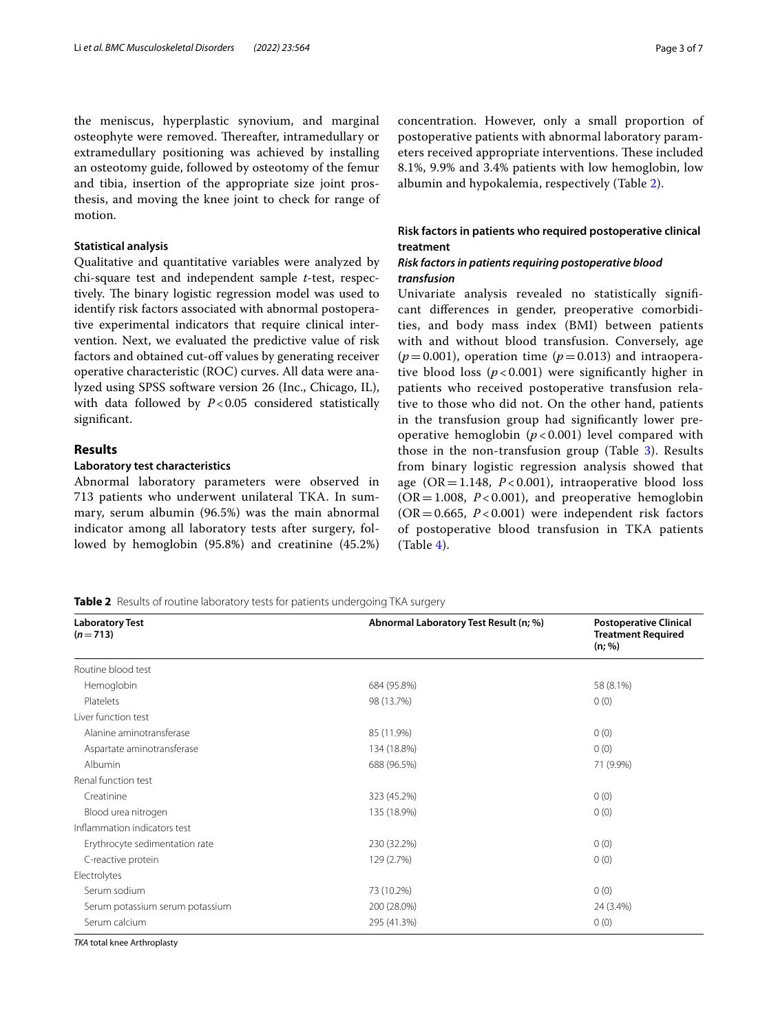the meniscus, hyperplastic synovium, and marginal osteophyte were removed. Thereafter, intramedullary or extramedullary positioning was achieved by installing an osteotomy guide, followed by osteotomy of the femur and tibia, insertion of the appropriate size joint prosthesis, and moving the knee joint to check for range of motion.

### Statistical analysis

Qualitative and quantitative variables were analyzed by chi-square test and independent sample *t*-test, respectively. The binary logistic regression model was used to identify risk factors associated with abnormal postoperative experimental indicators that require clinical intervention. Next, we evaluated the predictive value of risk factors and obtained cut-off values by generating receiver operative characteristic (ROC) curves. All data were analyzed using SPSS software version 26 (Inc., Chicago, IL), with data followed by $P < 0.05$ considered statistically significant.

## Results

### Laboratory test characteristics

Abnormal laboratory parameters were observed in 713 patients who underwent unilateral TKA. In summary, serum albumin (96.5%) was the main abnormal indicator among all laboratory tests after surgery, followed by hemoglobin (95.8%) and creatinine (45.2%) concentration. However, only a small proportion of postoperative patients with abnormal laboratory parameters received appropriate interventions. These included 8.1%, 9.9% and 3.4% patients with low hemoglobin, low albumin and hypokalemia, respectively (Table 2).

### Risk factors in patients who required postoperative clinical treatment

#### *Risk factors in patients requiring postoperative blood transfusion*

Univariate analysis revealed no statistically significant differences in gender, preoperative comorbidities, and body mass index (BMI) between patients with and without blood transfusion. Conversely, age ($p = 0.001$), operation time ($p = 0.013$) and intraoperative blood loss ($p < 0.001$) were significantly higher in patients who received postoperative transfusion relative to those who did not. On the other hand, patients in the transfusion group had significantly lower preoperative hemoglobin ($p < 0.001$) level compared with those in the non-transfusion group (Table 3). Results from binary logistic regression analysis showed that age (OR = 1.148, $P < 0.001$), intraoperative blood loss (OR = 1.008, $P < 0.001$), and preoperative hemoglobin (OR = 0.665, $P < 0.001$) were independent risk factors of postoperative blood transfusion in TKA patients (Table 4).

**Table 2** Results of routine laboratory tests for patients undergoing TKA surgery

| Laboratory Test ($n = 713$) | Abnormal Laboratory Test Result (n; %) | Postoperative Clinical Treatment Required (n; %) |
|---|---|---|
| Routine blood test | | |
| Hemoglobin | 684 (95.8%) | 58 (8.1%) |
| Platelets | 98 (13.7%) | 0 (0) |
| Liver function test | | |
| Alanine aminotransferase | 85 (11.9%) | 0 (0) |
| Aspartate aminotransferase | 134 (18.8%) | 0 (0) |
| Albumin | 688 (96.5%) | 71 (9.9%) |
| Renal function test | | |
| Creatinine | 323 (45.2%) | 0 (0) |
| Blood urea nitrogen | 135 (18.9%) | 0 (0) |
| Inflammation indicators test | | |
| Erythrocyte sedimentation rate | 230 (32.2%) | 0 (0) |
| C-reactive protein | 129 (2.7%) | 0 (0) |
| Electrolytes | | |
| Serum sodium | 73 (10.2%) | 0 (0) |
| Serum potassium serum potassium | 200 (28.0%) | 24 (3.4%) |
| Serum calcium | 295 (41.3%) | 0 (0) |

*TKA* total knee Arthroplasty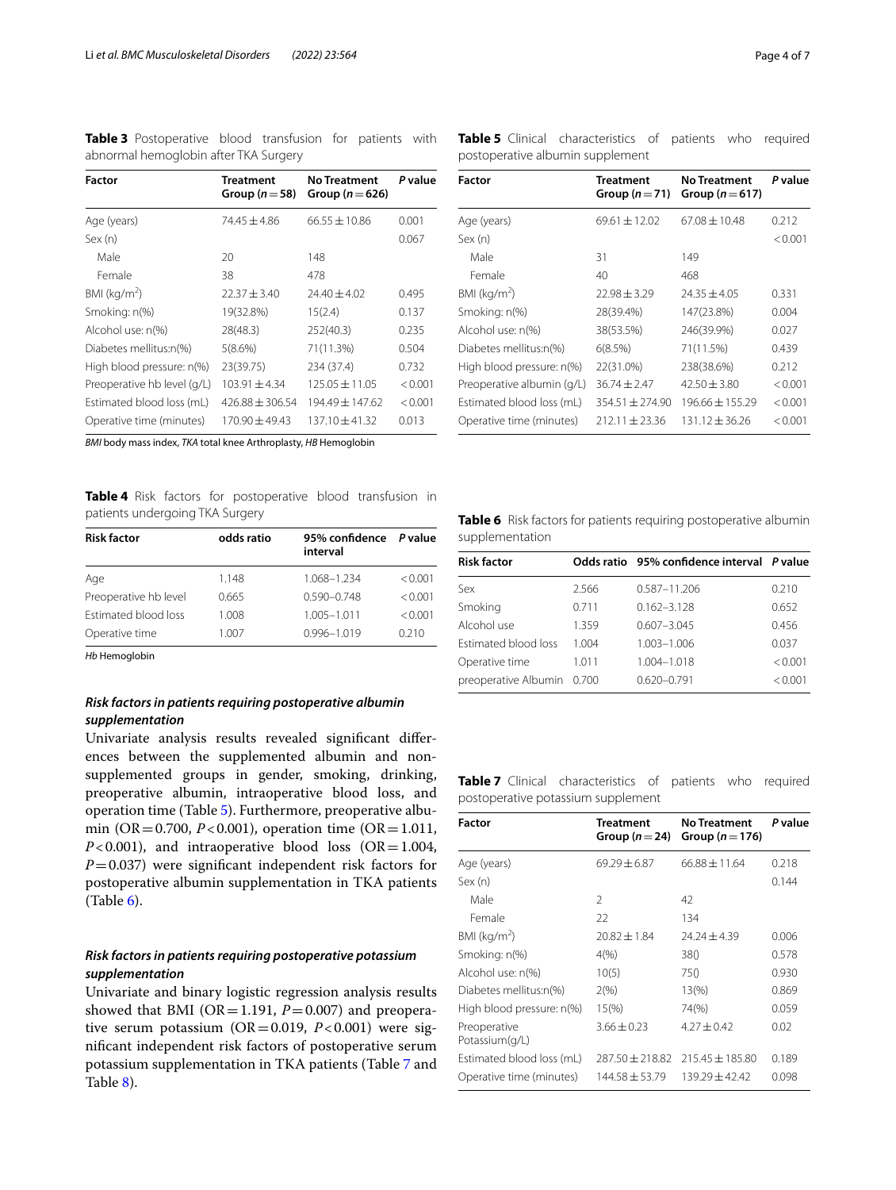**Table 3** Postoperative blood transfusion for patients with abnormal hemoglobin after TKA Surgery

| Factor | Treatment Group ($n=58$) | No Treatment Group ($n=626$) | *P* value |
|---|---|---|---|
| Age (years) | 74.45 ± 4.86 | 66.55 ± 10.86 | 0.001 |
| Sex (n) | | | 0.067 |
| Male | 20 | 148 | |
| Female | 38 | 478 | |
| BMI (kg/m$^2$) | 22.37 ± 3.40 | 24.40 ± 4.02 | 0.495 |
| Smoking: n(%) | 19(32.8%) | 15(2.4) | 0.137 |
| Alcohol use: n(%) | 28(48.3) | 252(40.3) | 0.235 |
| Diabetes mellitus:n(%) | 5(8.6%) | 71(11.3%) | 0.504 |
| High blood pressure: n(%) | 23(39.75) | 234 (37.4) | 0.732 |
| Preoperative hb level (g/L) | 103.91 ± 4.34 | 125.05 ± 11.05 | < 0.001 |
| Estimated blood loss (mL) | 426.88 ± 306.54 | 194.49 ± 147.62 | < 0.001 |
| Operative time (minutes) | 170.90 ± 49.43 | 137.10 ± 41.32 | 0.013 |

*BMI* body mass index, *TKA* total knee Arthroplasty, *HB* Hemoglobin

**Table 4** Risk factors for postoperative blood transfusion in patients undergoing TKA Surgery

| Risk factor | odds ratio | 95% confidence interval | *P* value |
|---|---|---|---|
| Age | 1.148 | 1.068–1.234 | < 0.001 |
| Preoperative hb level | 0.665 | 0.590–0.748 | < 0.001 |
| Estimated blood loss | 1.008 | 1.005–1.011 | < 0.001 |
| Operative time | 1.007 | 0.996–1.019 | 0.210 |

*Hb* Hemoglobin

### *Risk factors in patients requiring postoperative albumin supplementation*

Univariate analysis results revealed significant differences between the supplemented albumin and non-supplemented groups in gender, smoking, drinking, preoperative albumin, intraoperative blood loss, and operation time (Table 5). Furthermore, preoperative albumin (OR = 0.700, $P<0.001$), operation time (OR = 1.011, $P<0.001$), and intraoperative blood loss (OR = 1.004, $P=0.037$) were significant independent risk factors for postoperative albumin supplementation in TKA patients (Table 6).

### *Risk factors in patients requiring postoperative potassium supplementation*

Univariate and binary logistic regression analysis results showed that BMI (OR = 1.191, $P=0.007$) and preoperative serum potassium (OR = 0.019, $P<0.001$) were significant independent risk factors of postoperative serum potassium supplementation in TKA patients (Table 7 and Table 8).

**Table 5** Clinical characteristics of patients who required postoperative albumin supplement

| Factor | Treatment Group ($n=71$) | No Treatment Group ($n=617$) | *P* value |
|---|---|---|---|
| Age (years) | 69.61 ± 12.02 | 67.08 ± 10.48 | 0.212 |
| Sex (n) | | | < 0.001 |
| Male | 31 | 149 | |
| Female | 40 | 468 | |
| BMI (kg/m$^2$) | 22.98 ± 3.29 | 24.35 ± 4.05 | 0.331 |
| Smoking: n(%) | 28(39.4%) | 147(23.8%) | 0.004 |
| Alcohol use: n(%) | 38(53.5%) | 246(39.9%) | 0.027 |
| Diabetes mellitus:n(%) | 6(8.5%) | 71(11.5%) | 0.439 |
| High blood pressure: n(%) | 22(31.0%) | 238(38.6%) | 0.212 |
| Preoperative albumin (g/L) | 36.74 ± 2.47 | 42.50 ± 3.80 | < 0.001 |
| Estimated blood loss (mL) | 354.51 ± 274.90 | 196.66 ± 155.29 | < 0.001 |
| Operative time (minutes) | 212.11 ± 23.36 | 131.12 ± 36.26 | < 0.001 |

**Table 6** Risk factors for patients requiring postoperative albumin supplementation

| Risk factor | Odds ratio | 95% confidence interval | *P* value |
|---|---|---|---|
| Sex | 2.566 | 0.587–11.206 | 0.210 |
| Smoking | 0.711 | 0.162–3.128 | 0.652 |
| Alcohol use | 1.359 | 0.607–3.045 | 0.456 |
| Estimated blood loss | 1.004 | 1.003–1.006 | 0.037 |
| Operative time | 1.011 | 1.004–1.018 | < 0.001 |
| preoperative Albumin | 0.700 | 0.620–0.791 | < 0.001 |

**Table 7** Clinical characteristics of patients who required postoperative potassium supplement

| Factor | Treatment Group ($n=24$) | No Treatment Group ($n=176$) | *P* value |
|---|---|---|---|
| Age (years) | 69.29 ± 6.87 | 66.88 ± 11.64 | 0.218 |
| Sex (n) | | | 0.144 |
| Male | 2 | 42 | |
| Female | 22 | 134 | |
| BMI (kg/m$^2$) | 20.82 ± 1.84 | 24.24 ± 4.39 | 0.006 |
| Smoking: n(%) | 4(%) | 38() | 0.578 |
| Alcohol use: n(%) | 10(5) | 75() | 0.930 |
| Diabetes mellitus:n(%) | 2(%) | 13(%) | 0.869 |
| High blood pressure: n(%) | 15(%) | 74(%) | 0.059 |
| Preoperative Potassium(g/L) | 3.66 ± 0.23 | 4.27 ± 0.42 | 0.02 |
| Estimated blood loss (mL) | 287.50 ± 218.82 | 215.45 ± 185.80 | 0.189 |
| Operative time (minutes) | 144.58 ± 53.79 | 139.29 ± 42.42 | 0.098 |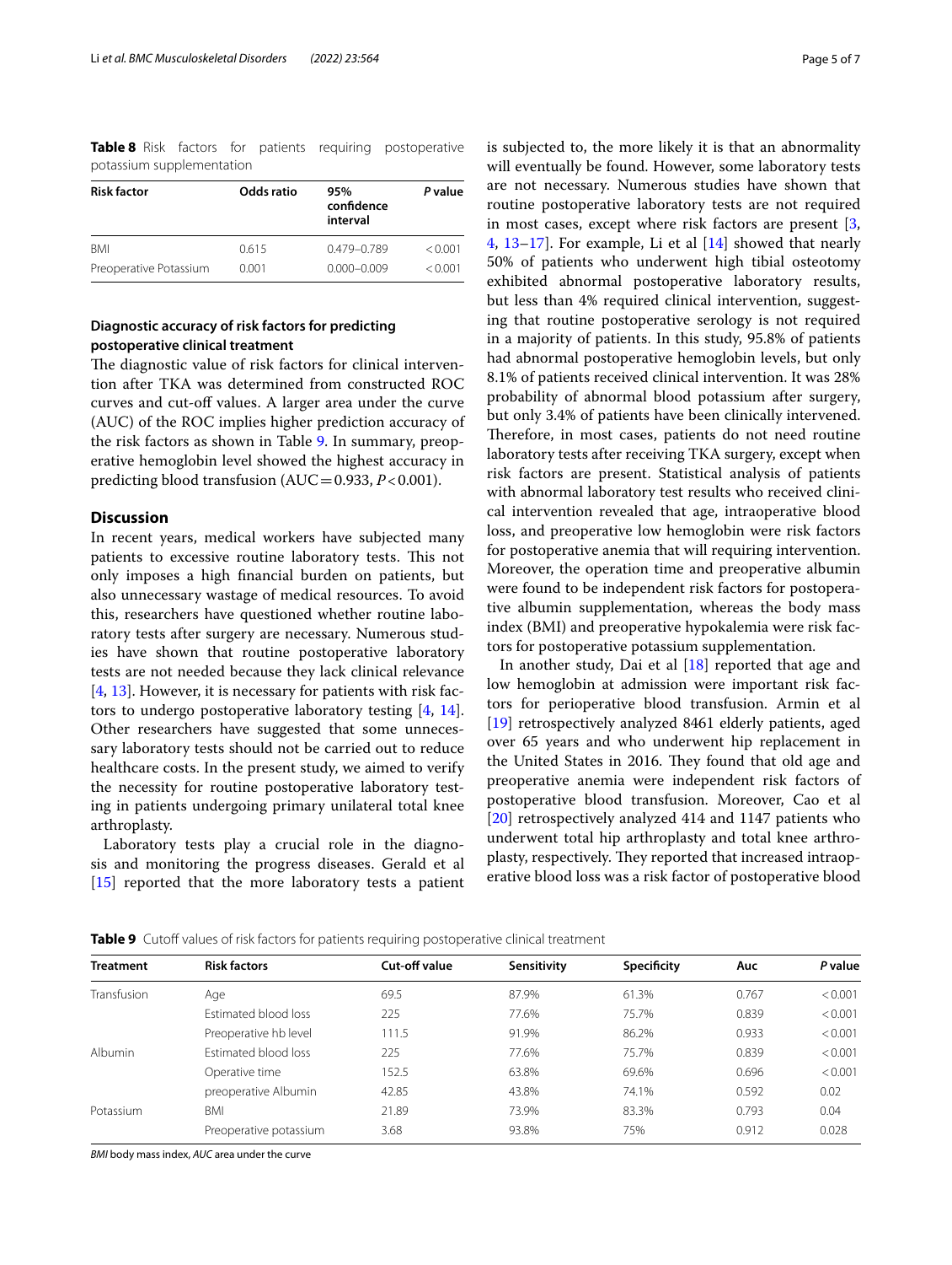**Table 8** Risk factors for patients requiring postoperative potassium supplementation

| Risk factor | Odds ratio | 95% confidence interval | *P* value |
|---|---|---|---|
| BMI | 0.615 | 0.479–0.789 | < 0.001 |
| Preoperative Potassium | 0.001 | 0.000–0.009 | < 0.001 |

### Diagnostic accuracy of risk factors for predicting postoperative clinical treatment

The diagnostic value of risk factors for clinical intervention after TKA was determined from constructed ROC curves and cut-off values. A larger area under the curve (AUC) of the ROC implies higher prediction accuracy of the risk factors as shown in Table 9. In summary, preoperative hemoglobin level showed the highest accuracy in predicting blood transfusion (AUC = 0.933, $P < 0.001$).

## Discussion

In recent years, medical workers have subjected many patients to excessive routine laboratory tests. This not only imposes a high financial burden on patients, but also unnecessary wastage of medical resources. To avoid this, researchers have questioned whether routine laboratory tests after surgery are necessary. Numerous studies have shown that routine postoperative laboratory tests are not needed because they lack clinical relevance [4, 13]. However, it is necessary for patients with risk factors to undergo postoperative laboratory testing [4, 14]. Other researchers have suggested that some unnecessary laboratory tests should not be carried out to reduce healthcare costs. In the present study, we aimed to verify the necessity for routine postoperative laboratory testing in patients undergoing primary unilateral total knee arthroplasty.

Laboratory tests play a crucial role in the diagnosis and monitoring the progress diseases. Gerald et al [15] reported that the more laboratory tests a patient is subjected to, the more likely it is that an abnormality will eventually be found. However, some laboratory tests are not necessary. Numerous studies have shown that routine postoperative laboratory tests are not required in most cases, except where risk factors are present [3, 4, 13–17]. For example, Li et al [14] showed that nearly 50% of patients who underwent high tibial osteotomy exhibited abnormal postoperative laboratory results, but less than 4% required clinical intervention, suggesting that routine postoperative serology is not required in a majority of patients. In this study, 95.8% of patients had abnormal postoperative hemoglobin levels, but only 8.1% of patients received clinical intervention. It was 28% probability of abnormal blood potassium after surgery, but only 3.4% of patients have been clinically intervened. Therefore, in most cases, patients do not need routine laboratory tests after receiving TKA surgery, except when risk factors are present. Statistical analysis of patients with abnormal laboratory test results who received clinical intervention revealed that age, intraoperative blood loss, and preoperative low hemoglobin were risk factors for postoperative anemia that will requiring intervention. Moreover, the operation time and preoperative albumin were found to be independent risk factors for postoperative albumin supplementation, whereas the body mass index (BMI) and preoperative hypokalemia were risk factors for postoperative potassium supplementation.

In another study, Dai et al [18] reported that age and low hemoglobin at admission were important risk factors for perioperative blood transfusion. Armin et al [19] retrospectively analyzed 8461 elderly patients, aged over 65 years and who underwent hip replacement in the United States in 2016. They found that old age and preoperative anemia were independent risk factors of postoperative blood transfusion. Moreover, Cao et al [20] retrospectively analyzed 414 and 1147 patients who underwent total hip arthroplasty and total knee arthroplasty, respectively. They reported that increased intraoperative blood loss was a risk factor of postoperative blood

**Table 9** Cutoff values of risk factors for patients requiring postoperative clinical treatment

| Treatment | Risk factors | Cut-off value | Sensitivity | Specificity | Auc | *P* value |
|---|---|---|---|---|---|---|
| Transfusion | Age | 69.5 | 87.9% | 61.3% | 0.767 | < 0.001 |
| | Estimated blood loss | 225 | 77.6% | 75.7% | 0.839 | < 0.001 |
| | Preoperative hb level | 111.5 | 91.9% | 86.2% | 0.933 | < 0.001 |
| Albumin | Estimated blood loss | 225 | 77.6% | 75.7% | 0.839 | < 0.001 |
| | Operative time | 152.5 | 63.8% | 69.6% | 0.696 | < 0.001 |
| | preoperative Albumin | 42.85 | 43.8% | 74.1% | 0.592 | 0.02 |
| Potassium | BMI | 21.89 | 73.9% | 83.3% | 0.793 | 0.04 |
| | Preoperative potassium | 3.68 | 93.8% | 75% | 0.912 | 0.028 |

*BMI* body mass index, *AUC* area under the curve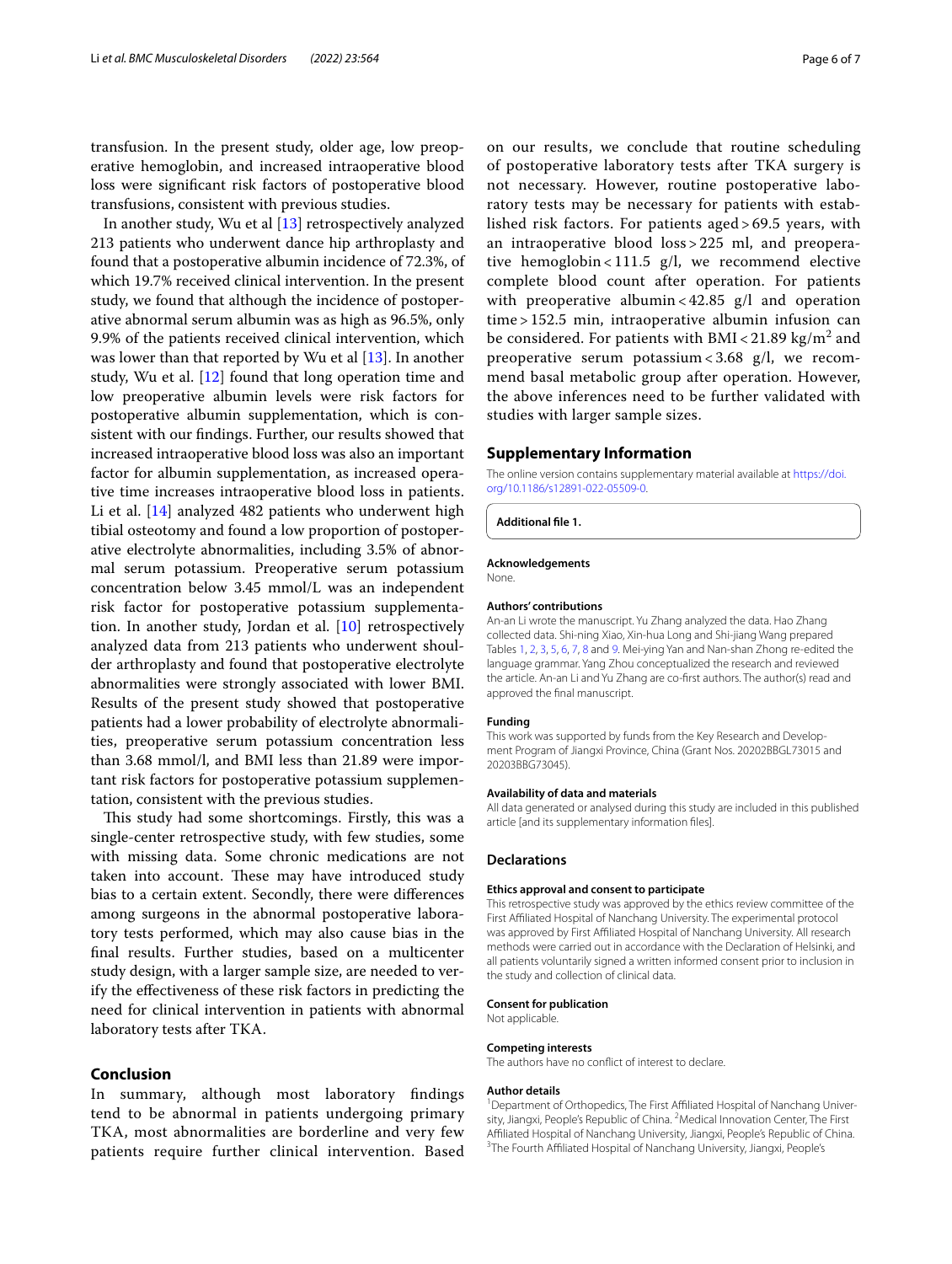transfusion. In the present study, older age, low preoperative hemoglobin, and increased intraoperative blood loss were significant risk factors of postoperative blood transfusions, consistent with previous studies.

In another study, Wu et al [13] retrospectively analyzed 213 patients who underwent dance hip arthroplasty and found that a postoperative albumin incidence of 72.3%, of which 19.7% received clinical intervention. In the present study, we found that although the incidence of postoperative abnormal serum albumin was as high as 96.5%, only 9.9% of the patients received clinical intervention, which was lower than that reported by Wu et al [13]. In another study, Wu et al. [12] found that long operation time and low preoperative albumin levels were risk factors for postoperative albumin supplementation, which is consistent with our findings. Further, our results showed that increased intraoperative blood loss was also an important factor for albumin supplementation, as increased operative time increases intraoperative blood loss in patients. Li et al. [14] analyzed 482 patients who underwent high tibial osteotomy and found a low proportion of postoperative electrolyte abnormalities, including 3.5% of abnormal serum potassium. Preoperative serum potassium concentration below 3.45 mmol/L was an independent risk factor for postoperative potassium supplementation. In another study, Jordan et al. [10] retrospectively analyzed data from 213 patients who underwent shoulder arthroplasty and found that postoperative electrolyte abnormalities were strongly associated with lower BMI. Results of the present study showed that postoperative patients had a lower probability of electrolyte abnormalities, preoperative serum potassium concentration less than 3.68 mmol/l, and BMI less than 21.89 were important risk factors for postoperative potassium supplementation, consistent with the previous studies.

This study had some shortcomings. Firstly, this was a single-center retrospective study, with few studies, some with missing data. Some chronic medications were not taken into account. These may have introduced study bias to a certain extent. Secondly, there were differences among surgeons in the abnormal postoperative laboratory tests performed, which may also cause bias in the final results. Further studies, based on a multicenter study design, with a larger sample size, are needed to verify the effectiveness of these risk factors in predicting the need for clinical intervention in patients with abnormal laboratory tests after TKA.

## Conclusion

In summary, although most laboratory findings tend to be abnormal in patients undergoing primary TKA, most abnormalities are borderline and very few patients require further clinical intervention. Based on our results, we conclude that routine scheduling of postoperative laboratory tests after TKA surgery is not necessary. However, routine postoperative laboratory tests may be necessary for patients with established risk factors. For patients aged > 69.5 years, with an intraoperative blood loss > 225 ml, and preoperative hemoglobin < 111.5 g/l, we recommend elective complete blood count after operation. For patients with preoperative albumin < 42.85 g/l and operation time > 152.5 min, intraoperative albumin infusion can be considered. For patients with BMI < 21.89 kg/m$^2$ and preoperative serum potassium < 3.68 g/l, we recommend basal metabolic group after operation. However, the above inferences need to be further validated with studies with larger sample sizes.

## Supplementary Information

The online version contains supplementary material available at https://doi.org/10.1186/s12891-022-05509-0.

**Additional file 1.**

#### Acknowledgements

None.

#### Authors' contributions

An-an Li wrote the manuscript. Yu Zhang analyzed the data. Hao Zhang collected data. Shi-ning Xiao, Xin-hua Long and Shi-jiang Wang prepared Tables 1, 2, 3, 5, 6, 7, 8 and 9. Mei-ying Yan and Nan-shan Zhong re-edited the language grammar. Yang Zhou conceptualized the research and reviewed the article. An-an Li and Yu Zhang are co-first authors. The author(s) read and approved the final manuscript.

#### Funding

This work was supported by funds from the Key Research and Development Program of Jiangxi Province, China (Grant Nos. 20202BBGL73015 and 20203BBG73045).

#### Availability of data and materials

All data generated or analysed during this study are included in this published article [and its supplementary information files].

## Declarations

#### Ethics approval and consent to participate

This retrospective study was approved by the ethics review committee of the First Affiliated Hospital of Nanchang University. The experimental protocol was approved by First Affiliated Hospital of Nanchang University. All research methods were carried out in accordance with the Declaration of Helsinki, and all patients voluntarily signed a written informed consent prior to inclusion in the study and collection of clinical data.

#### Consent for publication

Not applicable.

#### Competing interests

The authors have no conflict of interest to declare.

#### Author details

[1]Department of Orthopedics, The First Affiliated Hospital of Nanchang University, Jiangxi, People's Republic of China. [2]Medical Innovation Center, The First Affiliated Hospital of Nanchang University, Jiangxi, People's Republic of China. [3]The Fourth Affiliated Hospital of Nanchang University, Jiangxi, People's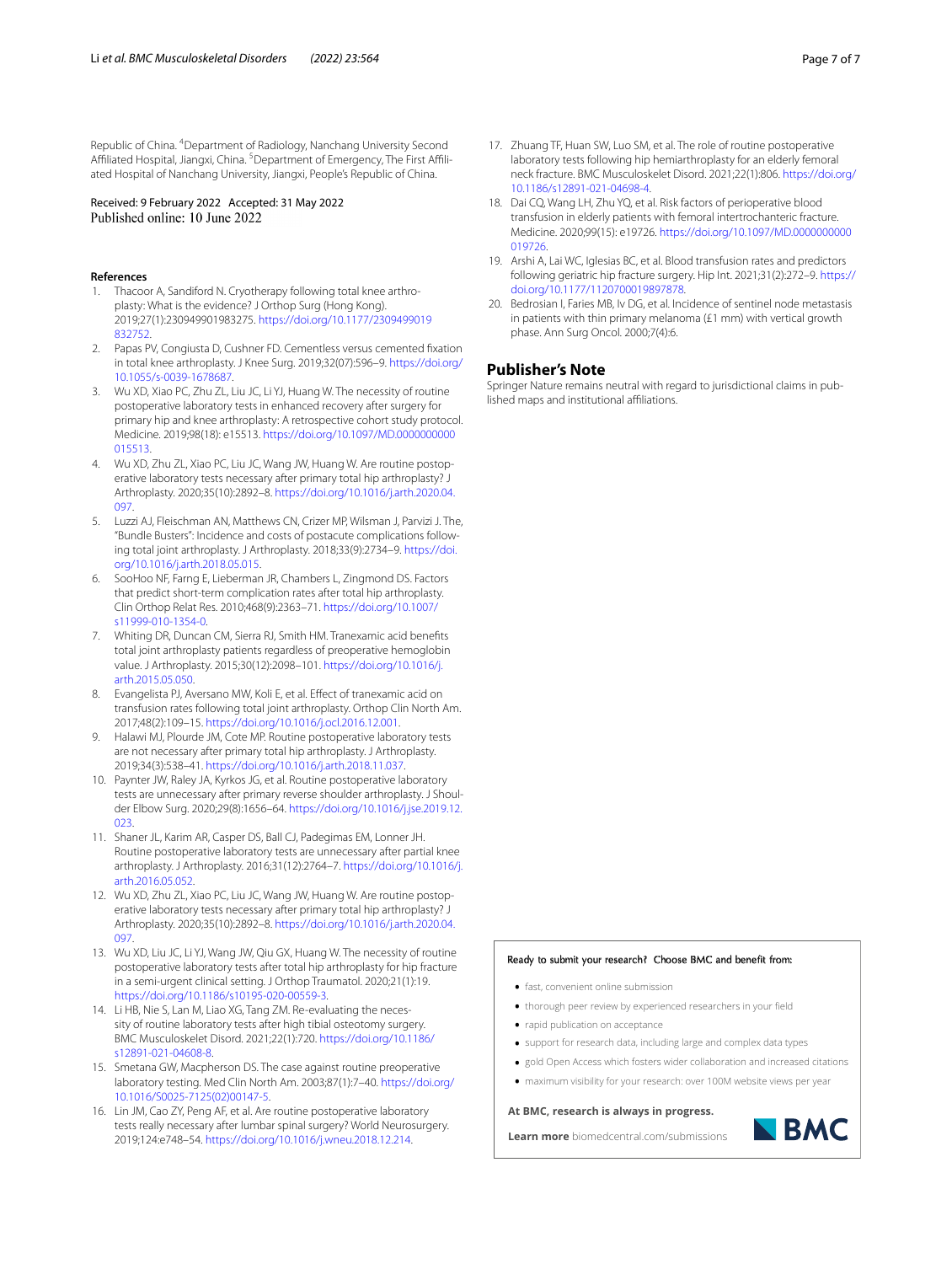Republic of China. [4]Department of Radiology, Nanchang University Second Affiliated Hospital, Jiangxi, China. [5]Department of Emergency, The First Affiliated Hospital of Nanchang University, Jiangxi, People's Republic of China.

Received: 9 February 2022 Accepted: 31 May 2022
Published online: 10 June 2022

## References

1. Thacoor A, Sandiford N. Cryotherapy following total knee arthroplasty: What is the evidence? J Orthop Surg (Hong Kong). 2019;27(1):230949901983275. https://doi.org/10.1177/2309499019832752.
2. Papas PV, Congiusta D, Cushner FD. Cementless versus cemented fixation in total knee arthroplasty. J Knee Surg. 2019;32(07):596–9. https://doi.org/10.1055/s-0039-1678687.
3. Wu XD, Xiao PC, Zhu ZL, Liu JC, Li YJ, Huang W. The necessity of routine postoperative laboratory tests in enhanced recovery after surgery for primary hip and knee arthroplasty: A retrospective cohort study protocol. Medicine. 2019;98(18): e15513. https://doi.org/10.1097/MD.0000000000015513.
4. Wu XD, Zhu ZL, Xiao PC, Liu JC, Wang JW, Huang W. Are routine postoperative laboratory tests necessary after primary total hip arthroplasty? J Arthroplasty. 2020;35(10):2892–8. https://doi.org/10.1016/j.arth.2020.04.097.
5. Luzzi AJ, Fleischman AN, Matthews CN, Crizer MP, Wilsman J, Parvizi J. The, "Bundle Busters": Incidence and costs of postacute complications following total joint arthroplasty. J Arthroplasty. 2018;33(9):2734–9. https://doi.org/10.1016/j.arth.2018.05.015.
6. SooHoo NF, Farng E, Lieberman JR, Chambers L, Zingmond DS. Factors that predict short-term complication rates after total hip arthroplasty. Clin Orthop Relat Res. 2010;468(9):2363–71. https://doi.org/10.1007/s11999-010-1354-0.
7. Whiting DR, Duncan CM, Sierra RJ, Smith HM. Tranexamic acid benefits total joint arthroplasty patients regardless of preoperative hemoglobin value. J Arthroplasty. 2015;30(12):2098–101. https://doi.org/10.1016/j.arth.2015.05.050.
8. Evangelista PJ, Aversano MW, Koli E, et al. Effect of tranexamic acid on transfusion rates following total joint arthroplasty. Orthop Clin North Am. 2017;48(2):109–15. https://doi.org/10.1016/j.ocl.2016.12.001.
9. Halawi MJ, Plourde JM, Cote MP. Routine postoperative laboratory tests are not necessary after primary total hip arthroplasty. J Arthroplasty. 2019;34(3):538–41. https://doi.org/10.1016/j.arth.2018.11.037.
10. Paynter JW, Raley JA, Kyrkos JG, et al. Routine postoperative laboratory tests are unnecessary after primary reverse shoulder arthroplasty. J Shoulder Elbow Surg. 2020;29(8):1656–64. https://doi.org/10.1016/j.jse.2019.12.023.
11. Shaner JL, Karim AR, Casper DS, Ball CJ, Padegimas EM, Lonner JH. Routine postoperative laboratory tests are unnecessary after partial knee arthroplasty. J Arthroplasty. 2016;31(12):2764–7. https://doi.org/10.1016/j.arth.2016.05.052.
12. Wu XD, Zhu ZL, Xiao PC, Liu JC, Wang JW, Huang W. Are routine postoperative laboratory tests necessary after primary total hip arthroplasty? J Arthroplasty. 2020;35(10):2892–8. https://doi.org/10.1016/j.arth.2020.04.097.
13. Wu XD, Liu JC, Li YJ, Wang JW, Qiu GX, Huang W. The necessity of routine postoperative laboratory tests after total hip arthroplasty for hip fracture in a semi-urgent clinical setting. J Orthop Traumatol. 2020;21(1):19. https://doi.org/10.1186/s10195-020-00559-3.
14. Li HB, Nie S, Lan M, Liao XG, Tang ZM. Re-evaluating the necessity of routine laboratory tests after high tibial osteotomy surgery. BMC Musculoskelet Disord. 2021;22(1):720. https://doi.org/10.1186/s12891-021-04608-8.
15. Smetana GW, Macpherson DS. The case against routine preoperative laboratory testing. Med Clin North Am. 2003;87(1):7–40. https://doi.org/10.1016/S0025-7125(02)00147-5.
16. Lin JM, Cao ZY, Peng AF, et al. Are routine postoperative laboratory tests really necessary after lumbar spinal surgery? World Neurosurgery. 2019;124:e748–54. https://doi.org/10.1016/j.wneu.2018.12.214.
17. Zhuang TF, Huan SW, Luo SM, et al. The role of routine postoperative laboratory tests following hip hemiarthroplasty for an elderly femoral neck fracture. BMC Musculoskelet Disord. 2021;22(1):806. https://doi.org/10.1186/s12891-021-04698-4.
18. Dai CQ, Wang LH, Zhu YQ, et al. Risk factors of perioperative blood transfusion in elderly patients with femoral intertrochanteric fracture. Medicine. 2020;99(15): e19726. https://doi.org/10.1097/MD.0000000000019726.
19. Arshi A, Lai WC, Iglesias BC, et al. Blood transfusion rates and predictors following geriatric hip fracture surgery. Hip Int. 2021;31(2):272–9. https://doi.org/10.1177/1120700019897878.
20. Bedrosian I, Faries MB, Iv DG, et al. Incidence of sentinel node metastasis in patients with thin primary melanoma (£1 mm) with vertical growth phase. Ann Surg Oncol. 2000;7(4):6.

## Publisher's Note

Springer Nature remains neutral with regard to jurisdictional claims in published maps and institutional affiliations.

Ready to submit your research? Choose BMC and benefit from:

- fast, convenient online submission
- thorough peer review by experienced researchers in your field
- rapid publication on acceptance
- support for research data, including large and complex data types
- gold Open Access which fosters wider collaboration and increased citations
- maximum visibility for your research: over 100M website views per year

**At BMC, research is always in progress.**

**Learn more** biomedcentral.com/submissions

BMC